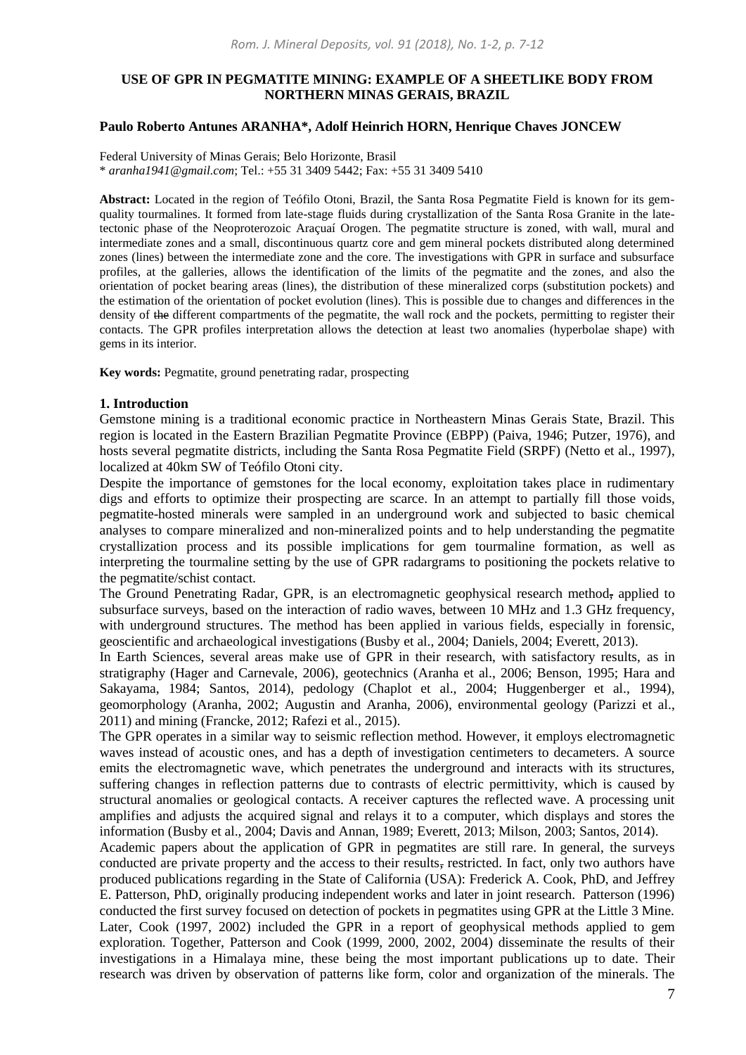# USE OF GPR IN PEGMATITE MINING: EXAMPLE OF A SHEETLIKE BODY FROM NORTHERN MINAS GERAIS, BRAZIL

**Paulo Roberto Antunes ARANHA*, Adolf Heinrich HORN, Henrique Chaves JONCEW**

Federal University of Minas Gerais; Belo Horizonte, Brasil
* *aranha1941@gmail.com*; Tel.: +55 31 3409 5442; Fax: +55 31 3409 5410

**Abstract:** Located in the region of Teófilo Otoni, Brazil, the Santa Rosa Pegmatite Field is known for its gem-quality tourmalines. It formed from late-stage fluids during crystallization of the Santa Rosa Granite in the late-tectonic phase of the Neoproterozoic Araçuaí Orogen. The pegmatite structure is zoned, with wall, mural and intermediate zones and a small, discontinuous quartz core and gem mineral pockets distributed along determined zones (lines) between the intermediate zone and the core. The investigations with GPR in surface and subsurface profiles, at the galleries, allows the identification of the limits of the pegmatite and the zones, and also the orientation of pocket bearing areas (lines), the distribution of these mineralized corps (substitution pockets) and the estimation of the orientation of pocket evolution (lines). This is possible due to changes and differences in the density of ~~the~~ different compartments of the pegmatite, the wall rock and the pockets, permitting to register their contacts. The GPR profiles interpretation allows the detection at least two anomalies (hyperbolae shape) with gems in its interior.

**Key words:** Pegmatite, ground penetrating radar, prospecting

## 1. Introduction

Gemstone mining is a traditional economic practice in Northeastern Minas Gerais State, Brazil. This region is located in the Eastern Brazilian Pegmatite Province (EBPP) (Paiva, 1946; Putzer, 1976), and hosts several pegmatite districts, including the Santa Rosa Pegmatite Field (SRPF) (Netto et al., 1997), localized at 40km SW of Teófilo Otoni city.

Despite the importance of gemstones for the local economy, exploitation takes place in rudimentary digs and efforts to optimize their prospecting are scarce. In an attempt to partially fill those voids, pegmatite-hosted minerals were sampled in an underground work and subjected to basic chemical analyses to compare mineralized and non-mineralized points and to help understanding the pegmatite crystallization process and its possible implications for gem tourmaline formation, as well as interpreting the tourmaline setting by the use of GPR radargrams to positioning the pockets relative to the pegmatite/schist contact.

The Ground Penetrating Radar, GPR, is an electromagnetic geophysical research method~~,~~ applied to subsurface surveys, based on the interaction of radio waves, between 10 MHz and 1.3 GHz frequency, with underground structures. The method has been applied in various fields, especially in forensic, geoscientific and archaeological investigations (Busby et al., 2004; Daniels, 2004; Everett, 2013).

In Earth Sciences, several areas make use of GPR in their research, with satisfactory results, as in stratigraphy (Hager and Carnevale, 2006), geotechnics (Aranha et al., 2006; Benson, 1995; Hara and Sakayama, 1984; Santos, 2014), pedology (Chaplot et al., 2004; Huggenberger et al., 1994), geomorphology (Aranha, 2002; Augustin and Aranha, 2006), environmental geology (Parizzi et al., 2011) and mining (Francke, 2012; Rafezi et al., 2015).

The GPR operates in a similar way to seismic reflection method. However, it employs electromagnetic waves instead of acoustic ones, and has a depth of investigation centimeters to decameters. A source emits the electromagnetic wave, which penetrates the underground and interacts with its structures, suffering changes in reflection patterns due to contrasts of electric permittivity, which is caused by structural anomalies or geological contacts. A receiver captures the reflected wave. A processing unit amplifies and adjusts the acquired signal and relays it to a computer, which displays and stores the information (Busby et al., 2004; Davis and Annan, 1989; Everett, 2013; Milson, 2003; Santos, 2014).

Academic papers about the application of GPR in pegmatites are still rare. In general, the surveys conducted are private property and the access to their results~~,~~ restricted. In fact, only two authors have produced publications regarding in the State of California (USA): Frederick A. Cook, PhD, and Jeffrey E. Patterson, PhD, originally producing independent works and later in joint research. Patterson (1996) conducted the first survey focused on detection of pockets in pegmatites using GPR at the Little 3 Mine. Later, Cook (1997, 2002) included the GPR in a report of geophysical methods applied to gem exploration. Together, Patterson and Cook (1999, 2000, 2002, 2004) disseminate the results of their investigations in a Himalaya mine, these being the most important publications up to date. Their research was driven by observation of patterns like form, color and organization of the minerals. The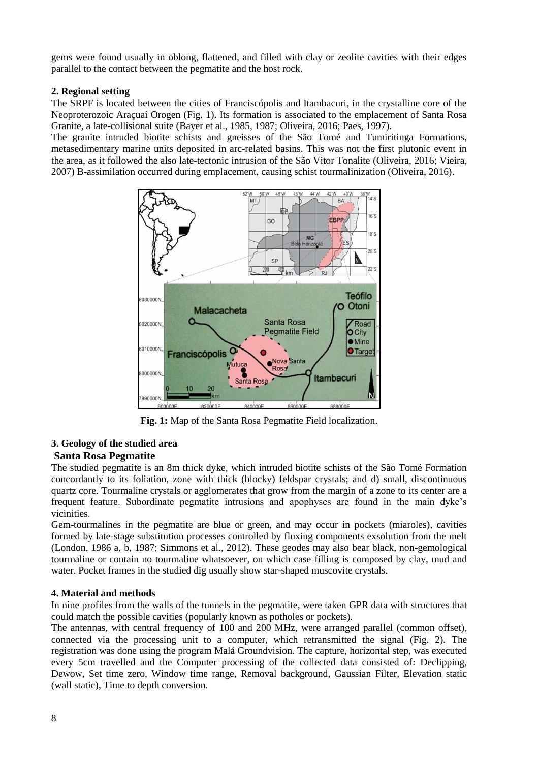gems were found usually in oblong, flattened, and filled with clay or zeolite cavities with their edges parallel to the contact between the pegmatite and the host rock.

## 2. Regional setting

The SRPF is located between the cities of Franciscópolis and Itambacuri, in the crystalline core of the Neoproterozoic Araçuaí Orogen (Fig. 1). Its formation is associated to the emplacement of Santa Rosa Granite, a late-collisional suite (Bayer et al., 1985, 1987; Oliveira, 2016; Paes, 1997).

The granite intruded biotite schists and gneisses of the São Tomé and Tumiritinga Formations, metasedimentary marine units deposited in arc-related basins. This was not the first plutonic event in the area, as it followed the also late-tectonic intrusion of the São Vitor Tonalite (Oliveira, 2016; Vieira, 2007) B-assimilation occurred during emplacement, causing schist tourmalinization (Oliveira, 2016).

**Fig. 1:** Map of the Santa Rosa Pegmatite Field localization.

## 3. Geology of the studied area

### Santa Rosa Pegmatite

The studied pegmatite is an 8m thick dyke, which intruded biotite schists of the São Tomé Formation concordantly to its foliation, zone with thick (blocky) feldspar crystals; and d) small, discontinuous quartz core. Tourmaline crystals or agglomerates that grow from the margin of a zone to its center are a frequent feature. Subordinate pegmatite intrusions and apophyses are found in the main dyke's vicinities.

Gem-tourmalines in the pegmatite are blue or green, and may occur in pockets (miaroles), cavities formed by late-stage substitution processes controlled by fluxing components exsolution from the melt (London, 1986 a, b, 1987; Simmons et al., 2012). These geodes may also bear black, non-gemological tourmaline or contain no tourmaline whatsoever, on which case filling is composed by clay, mud and water. Pocket frames in the studied dig usually show star-shaped muscovite crystals.

## 4. Material and methods

In nine profiles from the walls of the tunnels in the pegmatite, were taken GPR data with structures that could match the possible cavities (popularly known as potholes or pockets).

The antennas, with central frequency of 100 and 200 MHz, were arranged parallel (common offset), connected via the processing unit to a computer, which retransmitted the signal (Fig. 2). The registration was done using the program Malå Groundvision. The capture, horizontal step, was executed every 5cm travelled and the Computer processing of the collected data consisted of: Declipping, Dewow, Set time zero, Window time range, Removal background, Gaussian Filter, Elevation static (wall static), Time to depth conversion.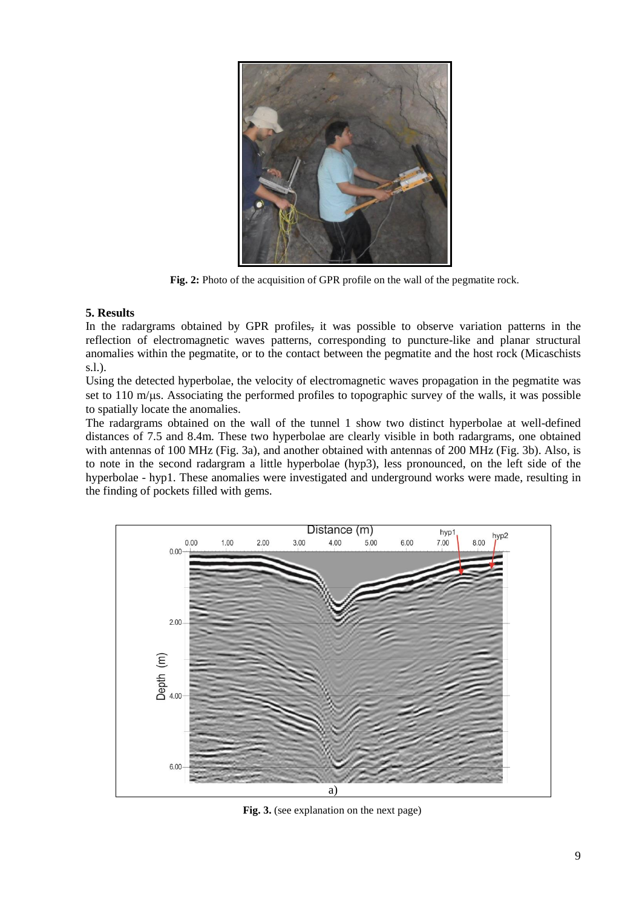Fig. 2: Photo of the acquisition of GPR profile on the wall of the pegmatite rock.

## 5. Results

In the radargrams obtained by GPR profiles, it was possible to observe variation patterns in the reflection of electromagnetic waves patterns, corresponding to puncture-like and planar structural anomalies within the pegmatite, or to the contact between the pegmatite and the host rock (Micaschists s.l.).

Using the detected hyperbolae, the velocity of electromagnetic waves propagation in the pegmatite was set to 110 m/μs. Associating the performed profiles to topographic survey of the walls, it was possible to spatially locate the anomalies.

The radargrams obtained on the wall of the tunnel 1 show two distinct hyperbolae at well-defined distances of 7.5 and 8.4m. These two hyperbolae are clearly visible in both radargrams, one obtained with antennas of 100 MHz (Fig. 3a), and another obtained with antennas of 200 MHz (Fig. 3b). Also, is to note in the second radargram a little hyperbolae (hyp3), less pronounced, on the left side of the hyperbolae - hyp1. These anomalies were investigated and underground works were made, resulting in the finding of pockets filled with gems.

Fig. 3. (see explanation on the next page)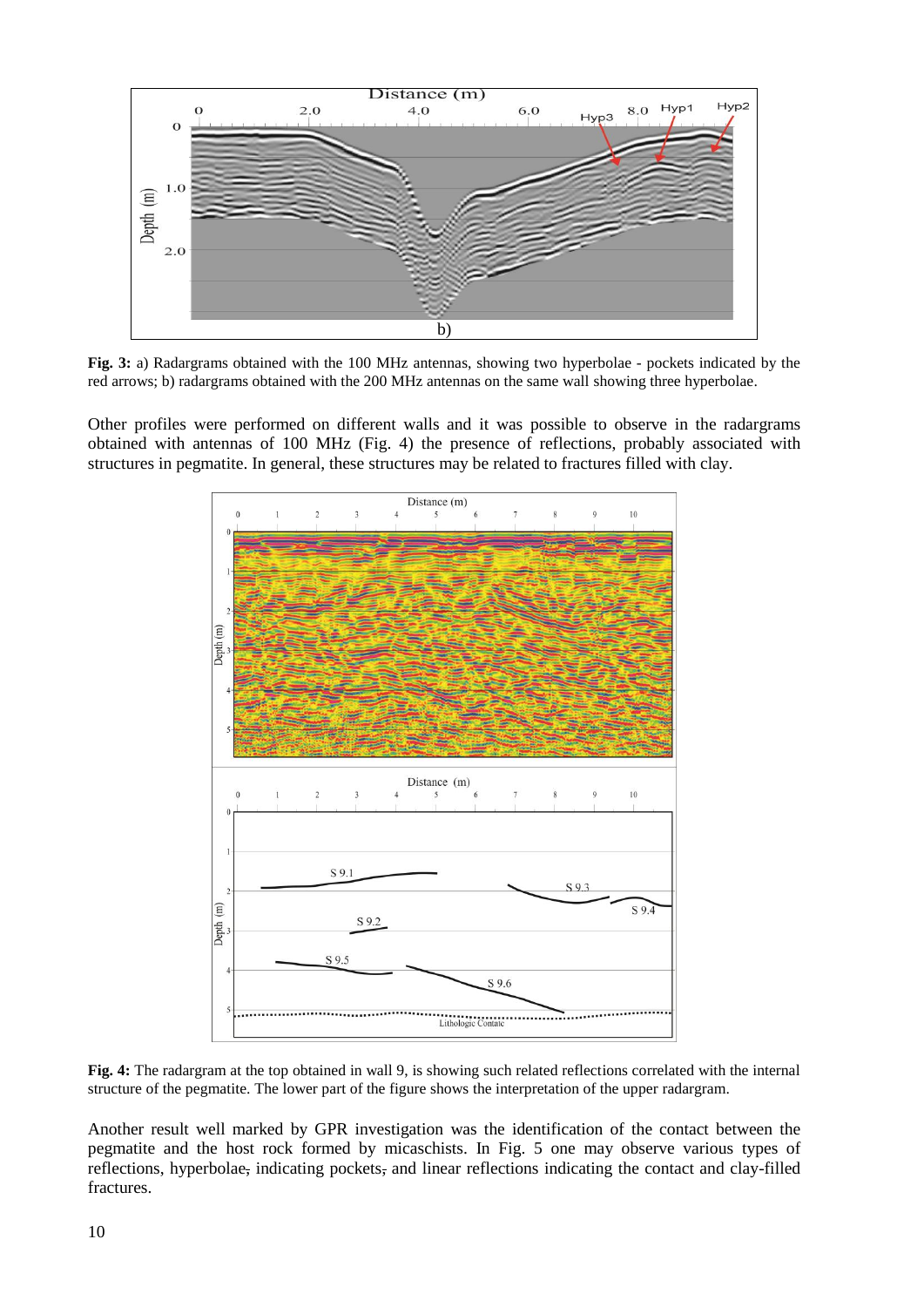**Fig. 3:** a) Radargrams obtained with the 100 MHz antennas, showing two hyperbolae - pockets indicated by the red arrows; b) radargrams obtained with the 200 MHz antennas on the same wall showing three hyperbolae.

Other profiles were performed on different walls and it was possible to observe in the radargrams obtained with antennas of 100 MHz (Fig. 4) the presence of reflections, probably associated with structures in pegmatite. In general, these structures may be related to fractures filled with clay.

**Fig. 4:** The radargram at the top obtained in wall 9, is showing such related reflections correlated with the internal structure of the pegmatite. The lower part of the figure shows the interpretation of the upper radargram.

Another result well marked by GPR investigation was the identification of the contact between the pegmatite and the host rock formed by micaschists. In Fig. 5 one may observe various types of reflections, hyperbolae, indicating pockets, and linear reflections indicating the contact and clay-filled fractures.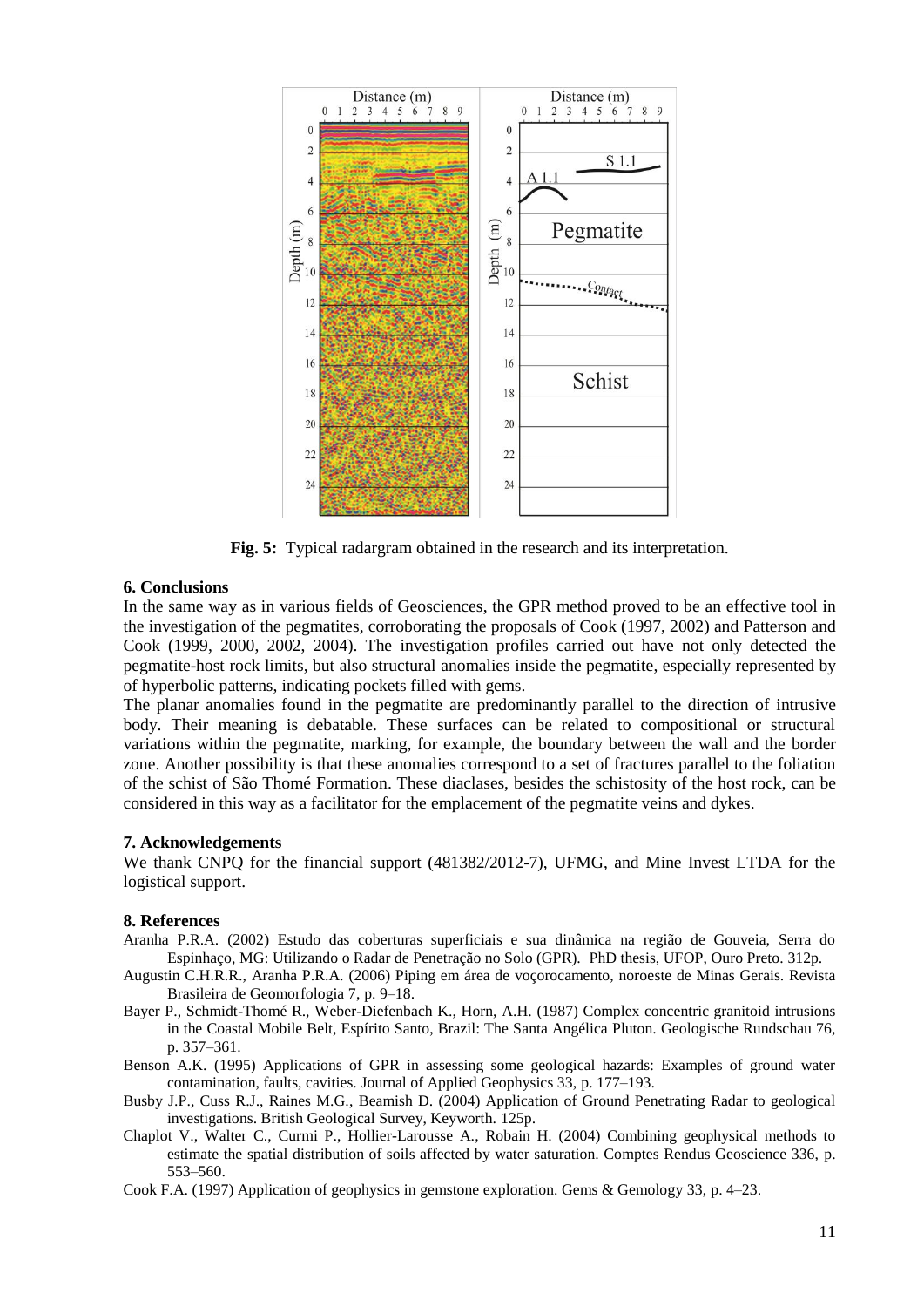Fig. 5: Typical radargram obtained in the research and its interpretation.

## 6. Conclusions

In the same way as in various fields of Geosciences, the GPR method proved to be an effective tool in the investigation of the pegmatites, corroborating the proposals of Cook (1997, 2002) and Patterson and Cook (1999, 2000, 2002, 2004). The investigation profiles carried out have not only detected the pegmatite-host rock limits, but also structural anomalies inside the pegmatite, especially represented by ~~of~~ hyperbolic patterns, indicating pockets filled with gems.

The planar anomalies found in the pegmatite are predominantly parallel to the direction of intrusive body. Their meaning is debatable. These surfaces can be related to compositional or structural variations within the pegmatite, marking, for example, the boundary between the wall and the border zone. Another possibility is that these anomalies correspond to a set of fractures parallel to the foliation of the schist of São Thomé Formation. These diaclases, besides the schistosity of the host rock, can be considered in this way as a facilitator for the emplacement of the pegmatite veins and dykes.

## 7. Acknowledgements

We thank CNPQ for the financial support (481382/2012-7), UFMG, and Mine Invest LTDA for the logistical support.

## 8. References

Aranha P.R.A. (2002) Estudo das coberturas superficiais e sua dinâmica na região de Gouveia, Serra do Espinhaço, MG: Utilizando o Radar de Penetração no Solo (GPR). PhD thesis, UFOP, Ouro Preto. 312p.

Augustin C.H.R.R., Aranha P.R.A. (2006) Piping em área de voçorocamento, noroeste de Minas Gerais. Revista Brasileira de Geomorfologia 7, p. 9–18.

Bayer P., Schmidt-Thomé R., Weber-Diefenbach K., Horn, A.H. (1987) Complex concentric granitoid intrusions in the Coastal Mobile Belt, Espírito Santo, Brazil: The Santa Angélica Pluton. Geologische Rundschau 76, p. 357–361.

Benson A.K. (1995) Applications of GPR in assessing some geological hazards: Examples of ground water contamination, faults, cavities. Journal of Applied Geophysics 33, p. 177–193.

Busby J.P., Cuss R.J., Raines M.G., Beamish D. (2004) Application of Ground Penetrating Radar to geological investigations. British Geological Survey, Keyworth. 125p.

Chaplot V., Walter C., Curmi P., Hollier-Larousse A., Robain H. (2004) Combining geophysical methods to estimate the spatial distribution of soils affected by water saturation. Comptes Rendus Geoscience 336, p. 553–560.

Cook F.A. (1997) Application of geophysics in gemstone exploration. Gems & Gemology 33, p. 4–23.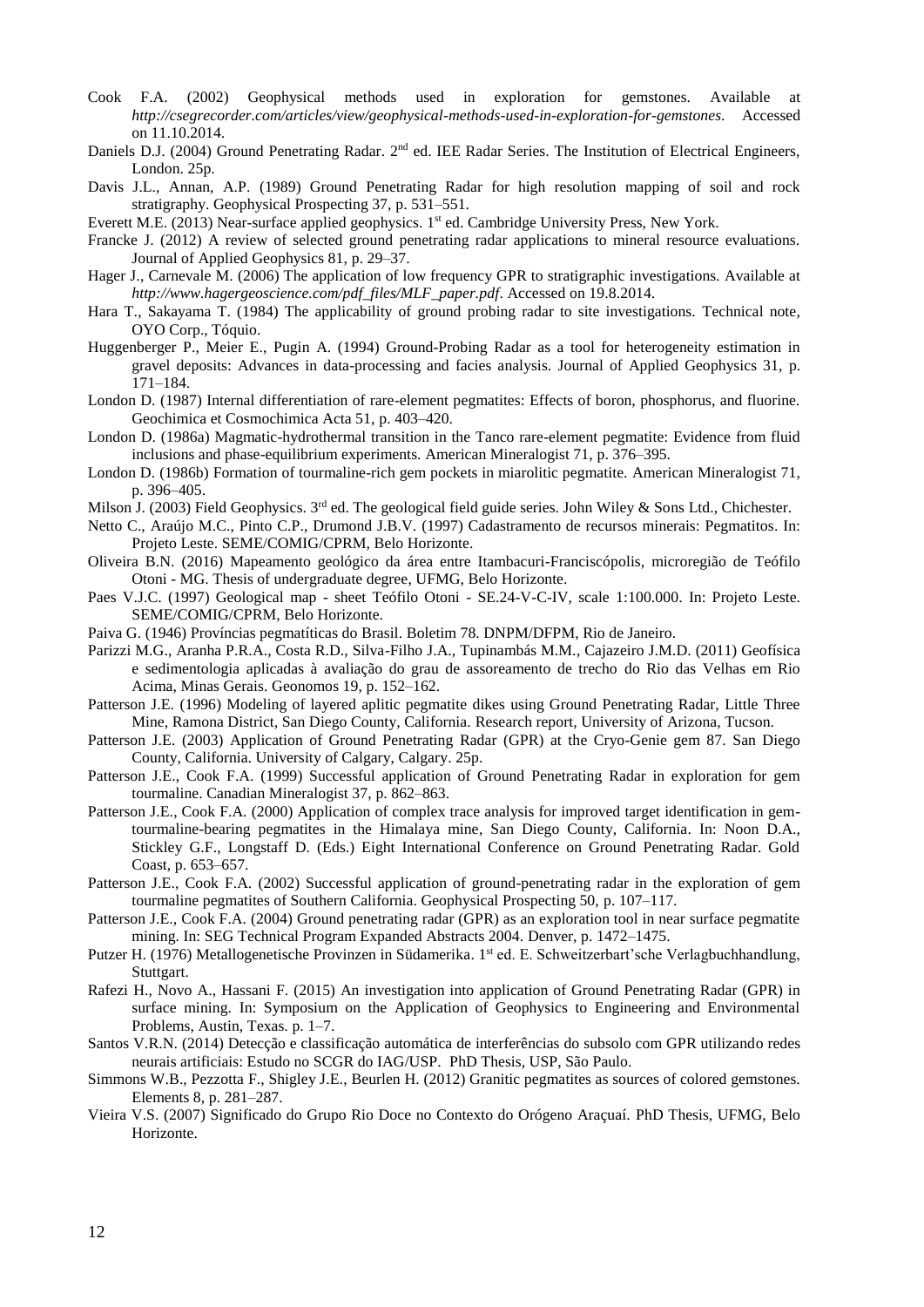Cook F.A. (2002) Geophysical methods used in exploration for gemstones. Available at *http://csegrecorder.com/articles/view/geophysical-methods-used-in-exploration-for-gemstones*. Accessed on 11.10.2014.

Daniels D.J. (2004) Ground Penetrating Radar. 2nd ed. IEE Radar Series. The Institution of Electrical Engineers, London. 25p.

Davis J.L., Annan, A.P. (1989) Ground Penetrating Radar for high resolution mapping of soil and rock stratigraphy. Geophysical Prospecting 37, p. 531–551.

Everett M.E. (2013) Near-surface applied geophysics. 1st ed. Cambridge University Press, New York.

Francke J. (2012) A review of selected ground penetrating radar applications to mineral resource evaluations. Journal of Applied Geophysics 81, p. 29–37.

Hager J., Carnevale M. (2006) The application of low frequency GPR to stratigraphic investigations. Available at *http://www.hagergeoscience.com/pdf_files/MLF_paper.pdf*. Accessed on 19.8.2014.

Hara T., Sakayama T. (1984) The applicability of ground probing radar to site investigations. Technical note, OYO Corp., Tóquio.

Huggenberger P., Meier E., Pugin A. (1994) Ground-Probing Radar as a tool for heterogeneity estimation in gravel deposits: Advances in data-processing and facies analysis. Journal of Applied Geophysics 31, p. 171–184.

London D. (1987) Internal differentiation of rare-element pegmatites: Effects of boron, phosphorus, and fluorine. Geochimica et Cosmochimica Acta 51, p. 403–420.

London D. (1986a) Magmatic-hydrothermal transition in the Tanco rare-element pegmatite: Evidence from fluid inclusions and phase-equilibrium experiments. American Mineralogist 71, p. 376–395.

London D. (1986b) Formation of tourmaline-rich gem pockets in miarolitic pegmatite. American Mineralogist 71, p. 396–405.

Milson J. (2003) Field Geophysics. 3rd ed. The geological field guide series. John Wiley & Sons Ltd., Chichester.

Netto C., Araújo M.C., Pinto C.P., Drumond J.B.V. (1997) Cadastramento de recursos minerais: Pegmatitos. In: Projeto Leste. SEME/COMIG/CPRM, Belo Horizonte.

Oliveira B.N. (2016) Mapeamento geológico da área entre Itambacuri-Franciscópolis, microregião de Teófilo Otoni - MG. Thesis of undergraduate degree, UFMG, Belo Horizonte.

Paes V.J.C. (1997) Geological map - sheet Teófilo Otoni - SE.24-V-C-IV, scale 1:100.000. In: Projeto Leste. SEME/COMIG/CPRM, Belo Horizonte.

Paiva G. (1946) Províncias pegmatíticas do Brasil. Boletim 78. DNPM/DFPM, Rio de Janeiro.

Parizzi M.G., Aranha P.R.A., Costa R.D., Silva-Filho J.A., Tupinambás M.M., Cajazeiro J.M.D. (2011) Geofísica e sedimentologia aplicadas à avaliação do grau de assoreamento de trecho do Rio das Velhas em Rio Acima, Minas Gerais. Geonomos 19, p. 152–162.

Patterson J.E. (1996) Modeling of layered aplitic pegmatite dikes using Ground Penetrating Radar, Little Three Mine, Ramona District, San Diego County, California. Research report, University of Arizona, Tucson.

Patterson J.E. (2003) Application of Ground Penetrating Radar (GPR) at the Cryo-Genie gem 87. San Diego County, California. University of Calgary, Calgary. 25p.

Patterson J.E., Cook F.A. (1999) Successful application of Ground Penetrating Radar in exploration for gem tourmaline. Canadian Mineralogist 37, p. 862–863.

Patterson J.E., Cook F.A. (2000) Application of complex trace analysis for improved target identification in gem-tourmaline-bearing pegmatites in the Himalaya mine, San Diego County, California. In: Noon D.A., Stickley G.F., Longstaff D. (Eds.) Eight International Conference on Ground Penetrating Radar. Gold Coast, p. 653–657.

Patterson J.E., Cook F.A. (2002) Successful application of ground-penetrating radar in the exploration of gem tourmaline pegmatites of Southern California. Geophysical Prospecting 50, p. 107–117.

Patterson J.E., Cook F.A. (2004) Ground penetrating radar (GPR) as an exploration tool in near surface pegmatite mining. In: SEG Technical Program Expanded Abstracts 2004. Denver, p. 1472–1475.

Putzer H. (1976) Metallogenetische Provinzen in Südamerika. 1st ed. E. Schweitzerbart'sche Verlagbuchhandlung, Stuttgart.

Rafezi H., Novo A., Hassani F. (2015) An investigation into application of Ground Penetrating Radar (GPR) in surface mining. In: Symposium on the Application of Geophysics to Engineering and Environmental Problems, Austin, Texas. p. 1–7.

Santos V.R.N. (2014) Detecção e classificação automática de interferências do subsolo com GPR utilizando redes neurais artificiais: Estudo no SCGR do IAG/USP. PhD Thesis, USP, São Paulo.

Simmons W.B., Pezzotta F., Shigley J.E., Beurlen H. (2012) Granitic pegmatites as sources of colored gemstones. Elements 8, p. 281–287.

Vieira V.S. (2007) Significado do Grupo Rio Doce no Contexto do Orógeno Araçuaí. PhD Thesis, UFMG, Belo Horizonte.